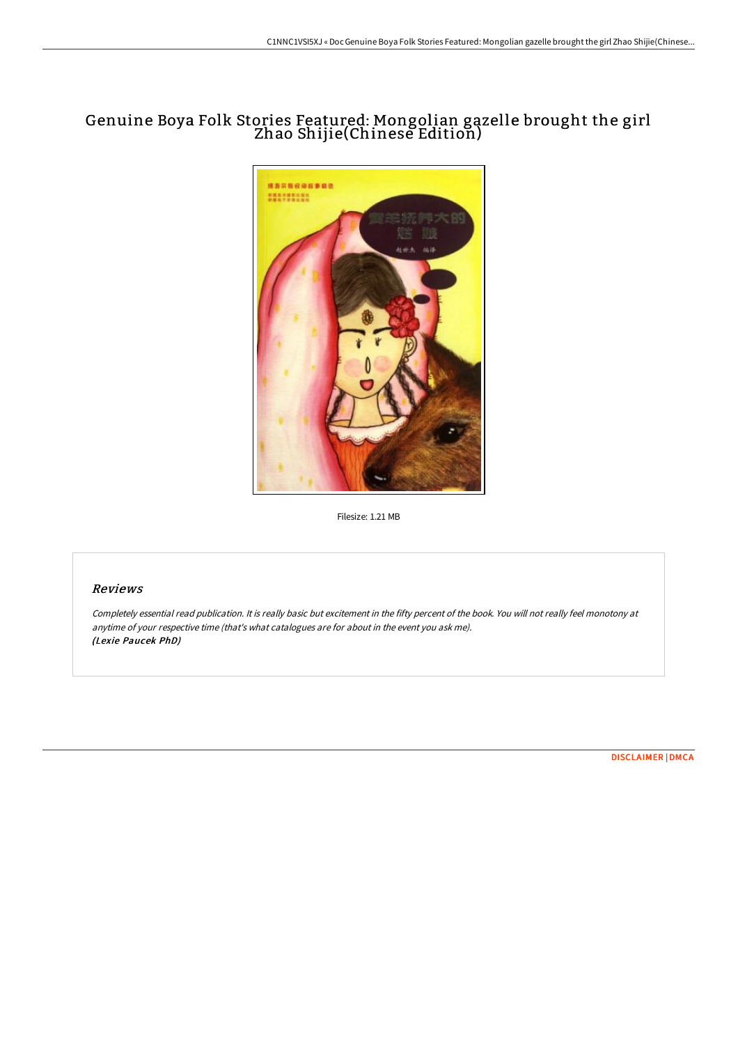# Genuine Boya Folk Stories Featured: Mongolian gazelle brought the girl Zhao Shijie(Chinese Edition)

Filesize: 1.21 MB

## Reviews

*Completely essential read publication. It is really basic but excitement in the fifty percent of the book. You will not really feel monotony at anytime of your respective time (that's what catalogues are for about in the event you ask me).*
***(Lexie Paucek PhD)***

DISCLAIMER | DMCA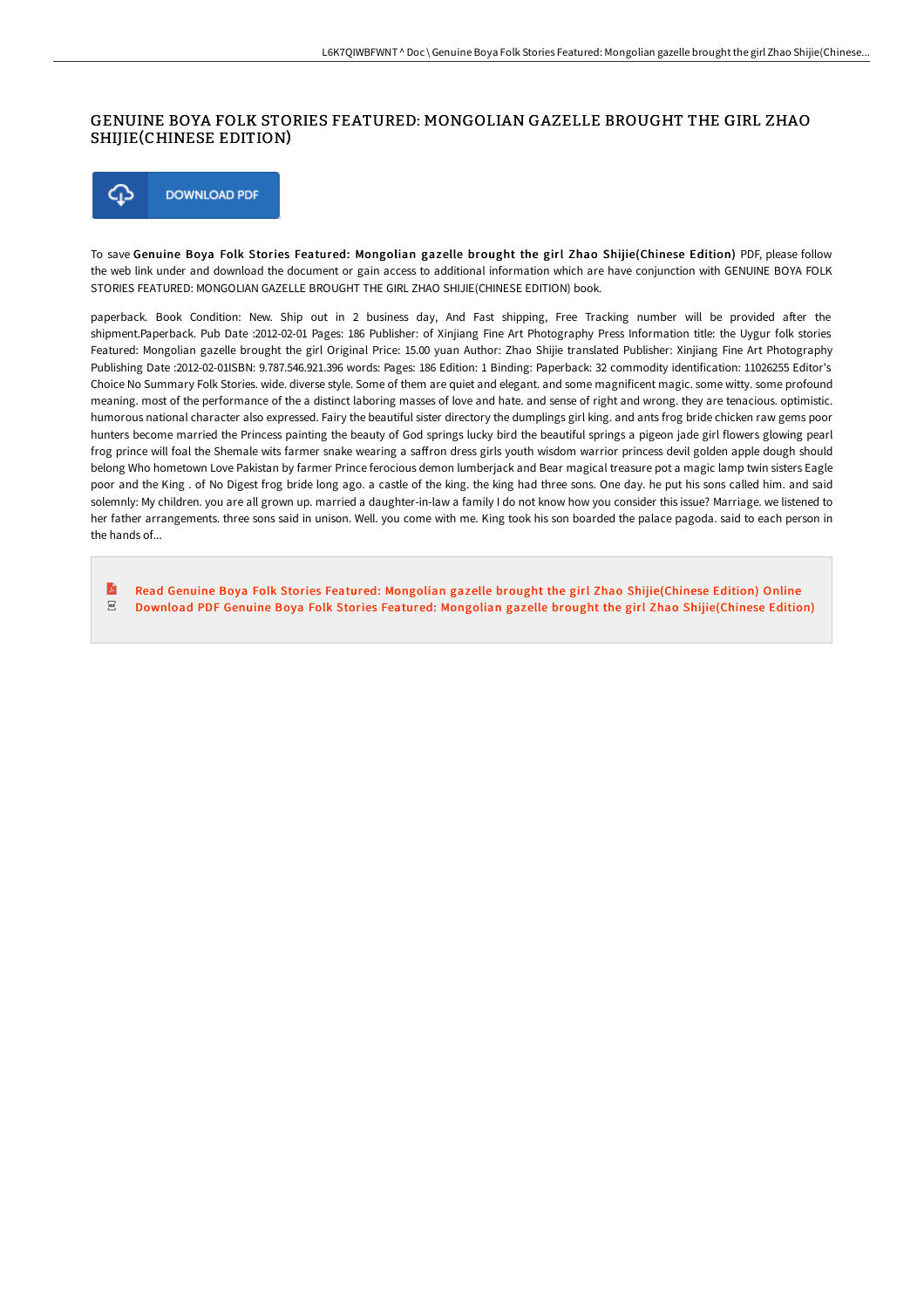# GENUINE BOYA FOLK STORIES FEATURED: MONGOLIAN GAZELLE BROUGHT THE GIRL ZHAO SHIJIE(CHINESE EDITION)

DOWNLOAD PDF

To save **Genuine Boya Folk Stories Featured: Mongolian gazelle brought the girl Zhao Shijie(Chinese Edition)** PDF, please follow the web link under and download the document or gain access to additional information which are have conjunction with GENUINE BOYA FOLK STORIES FEATURED: MONGOLIAN GAZELLE BROUGHT THE GIRL ZHAO SHIJIE(CHINESE EDITION) book.

paperback. Book Condition: New. Ship out in 2 business day, And Fast shipping, Free Tracking number will be provided after the shipment.Paperback. Pub Date :2012-02-01 Pages: 186 Publisher: of Xinjiang Fine Art Photography Press Information title: the Uygur folk stories Featured: Mongolian gazelle brought the girl Original Price: 15.00 yuan Author: Zhao Shijie translated Publisher: Xinjiang Fine Art Photography Publishing Date :2012-02-01ISBN: 9.787.546.921.396 words: Pages: 186 Edition: 1 Binding: Paperback: 32 commodity identification: 11026255 Editor's Choice No Summary Folk Stories. wide. diverse style. Some of them are quiet and elegant. and some magnificent magic. some witty. some profound meaning. most of the performance of the a distinct laboring masses of love and hate. and sense of right and wrong. they are tenacious. optimistic. humorous national character also expressed. Fairy the beautiful sister directory the dumplings girl king. and ants frog bride chicken raw gems poor hunters become married the Princess painting the beauty of God springs lucky bird the beautiful springs a pigeon jade girl flowers glowing pearl frog prince will foal the Shemale wits farmer snake wearing a saffron dress girls youth wisdom warrior princess devil golden apple dough should belong Who hometown Love Pakistan by farmer Prince ferocious demon lumberjack and Bear magical treasure pot a magic lamp twin sisters Eagle poor and the King . of No Digest frog bride long ago. a castle of the king. the king had three sons. One day. he put his sons called him. and said solemnly: My children. you are all grown up. married a daughter-in-law a family I do not know how you consider this issue? Marriage. we listened to her father arrangements. three sons said in unison. Well. you come with me. King took his son boarded the palace pagoda. said to each person in the hands of...

Read Genuine Boya Folk Stories Featured: Mongolian gazelle brought the girl Zhao Shijie(Chinese Edition) Online
Download PDF Genuine Boya Folk Stories Featured: Mongolian gazelle brought the girl Zhao Shijie(Chinese Edition)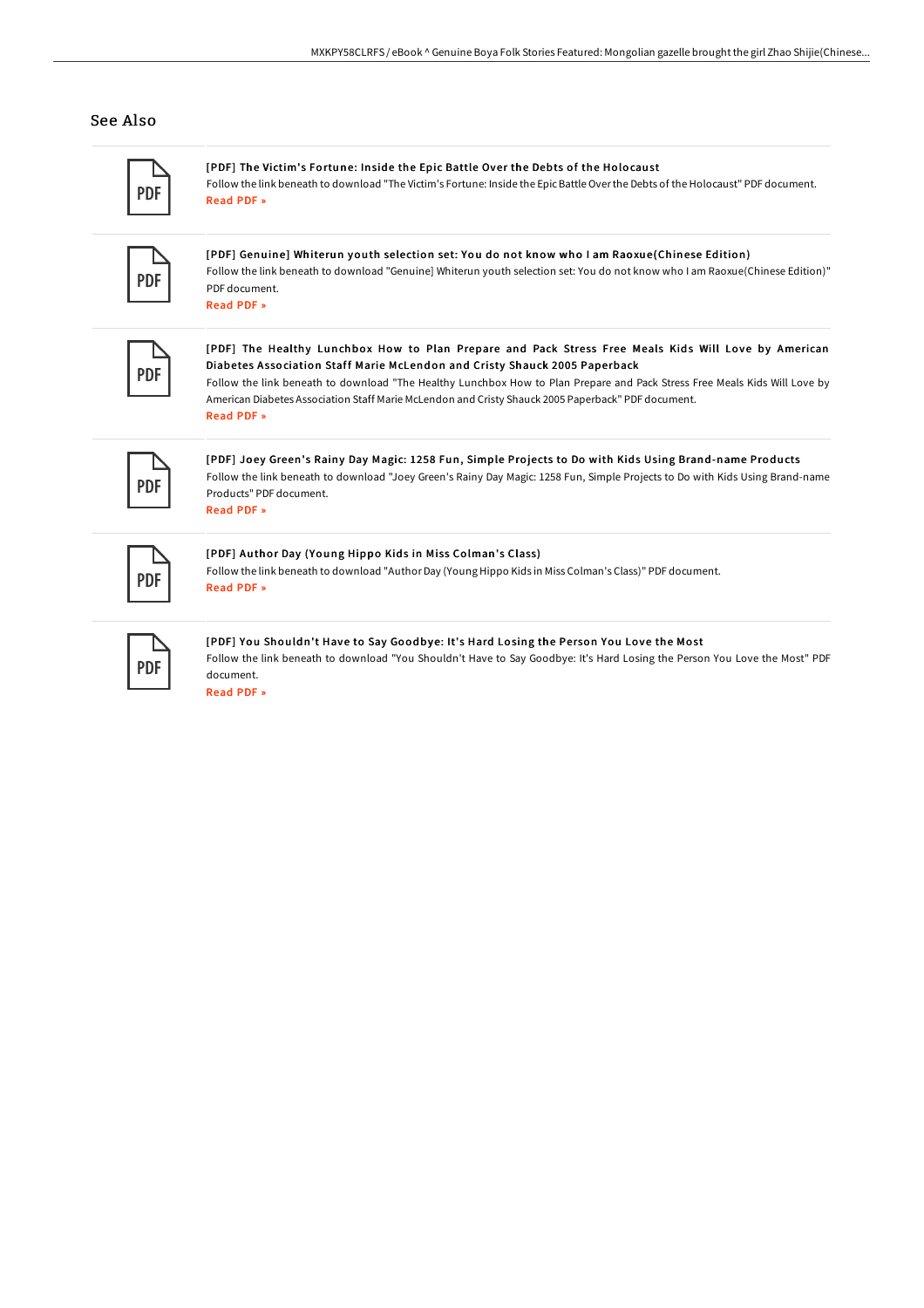## See Also

**[PDF] The Victim's Fortune: Inside the Epic Battle Over the Debts of the Holocaust**
Follow the link beneath to download "The Victim's Fortune: Inside the Epic Battle Over the Debts of the Holocaust" PDF document.
Read PDF »

**[PDF] Genuine] Whiterun youth selection set: You do not know who I am Raoxue(Chinese Edition)**
Follow the link beneath to download "Genuine] Whiterun youth selection set: You do not know who I am Raoxue(Chinese Edition)" PDF document.
Read PDF »

**[PDF] The Healthy Lunchbox How to Plan Prepare and Pack Stress Free Meals Kids Will Love by American Diabetes Association Staff Marie McLendon and Cristy Shauck 2005 Paperback**
Follow the link beneath to download "The Healthy Lunchbox How to Plan Prepare and Pack Stress Free Meals Kids Will Love by American Diabetes Association Staff Marie McLendon and Cristy Shauck 2005 Paperback" PDF document.
Read PDF »

**[PDF] Joey Green's Rainy Day Magic: 1258 Fun, Simple Projects to Do with Kids Using Brand-name Products**
Follow the link beneath to download "Joey Green's Rainy Day Magic: 1258 Fun, Simple Projects to Do with Kids Using Brand-name Products" PDF document.
Read PDF »

**[PDF] Author Day (Young Hippo Kids in Miss Colman's Class)**
Follow the link beneath to download "Author Day (Young Hippo Kids in Miss Colman's Class)" PDF document.
Read PDF »

**[PDF] You Shouldn't Have to Say Goodbye: It's Hard Losing the Person You Love the Most**
Follow the link beneath to download "You Shouldn't Have to Say Goodbye: It's Hard Losing the Person You Love the Most" PDF document.
Read PDF »